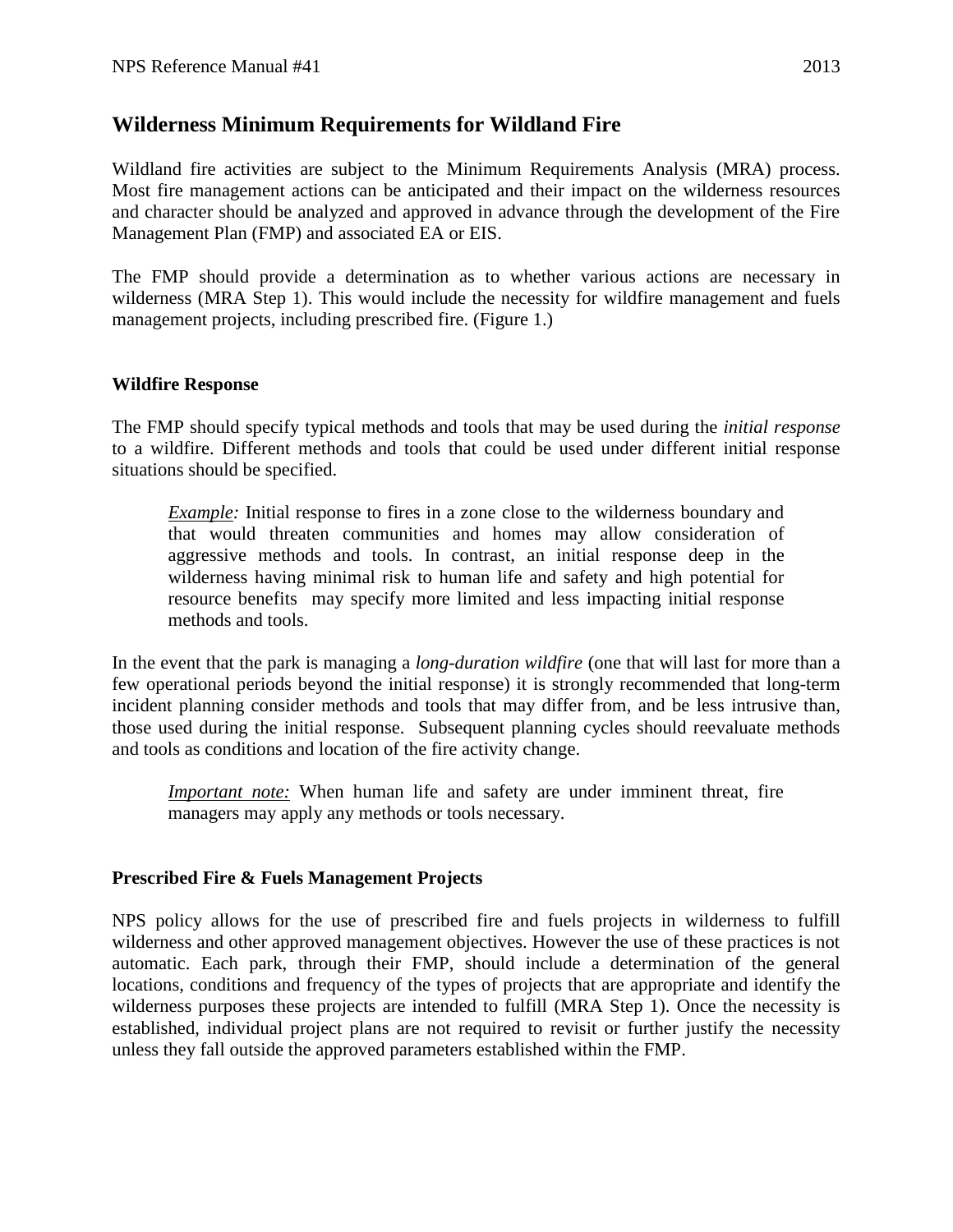## Wilderness Minimum Requirements for Wildland Fire

Wildland fire activities are subject to the Minimum Requirements Analysis (MRA) process. Most fire management actions can be anticipated and their impact on the wilderness resources and character should be analyzed and approved in advance through the development of the Fire Management Plan (FMP) and associated EA or EIS.

The FMP should provide a determination as to whether various actions are necessary in wilderness (MRA Step 1). This would include the necessity for wildfire management and fuels management projects, including prescribed fire. (Figure 1.)

### Wildfire Response

The FMP should specify typical methods and tools that may be used during the *initial response* to a wildfire. Different methods and tools that could be used under different initial response situations should be specified.

> *Example:* Initial response to fires in a zone close to the wilderness boundary and that would threaten communities and homes may allow consideration of aggressive methods and tools. In contrast, an initial response deep in the wilderness having minimal risk to human life and safety and high potential for resource benefits may specify more limited and less impacting initial response methods and tools.

In the event that the park is managing a *long-duration wildfire* (one that will last for more than a few operational periods beyond the initial response) it is strongly recommended that long-term incident planning consider methods and tools that may differ from, and be less intrusive than, those used during the initial response. Subsequent planning cycles should reevaluate methods and tools as conditions and location of the fire activity change.

> *Important note:* When human life and safety are under imminent threat, fire managers may apply any methods or tools necessary.

### Prescribed Fire & Fuels Management Projects

NPS policy allows for the use of prescribed fire and fuels projects in wilderness to fulfill wilderness and other approved management objectives. However the use of these practices is not automatic. Each park, through their FMP, should include a determination of the general locations, conditions and frequency of the types of projects that are appropriate and identify the wilderness purposes these projects are intended to fulfill (MRA Step 1). Once the necessity is established, individual project plans are not required to revisit or further justify the necessity unless they fall outside the approved parameters established within the FMP.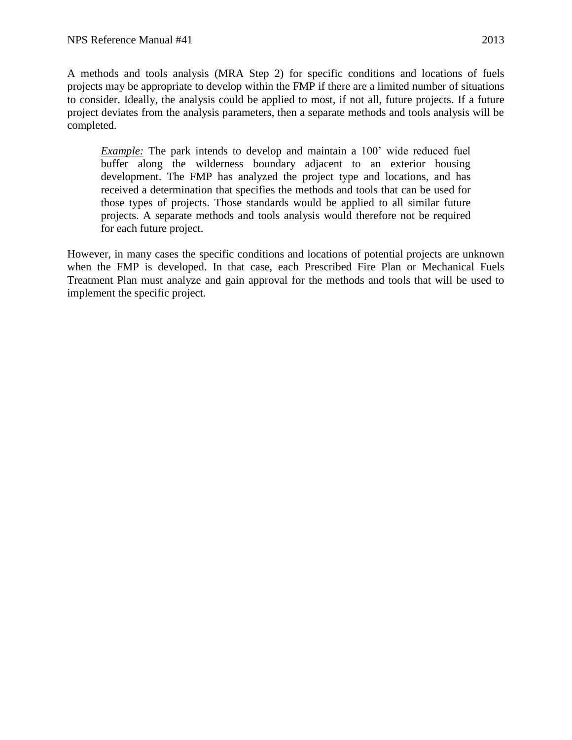A methods and tools analysis (MRA Step 2) for specific conditions and locations of fuels projects may be appropriate to develop within the FMP if there are a limited number of situations to consider. Ideally, the analysis could be applied to most, if not all, future projects. If a future project deviates from the analysis parameters, then a separate methods and tools analysis will be completed.

> *Example:* The park intends to develop and maintain a 100' wide reduced fuel buffer along the wilderness boundary adjacent to an exterior housing development. The FMP has analyzed the project type and locations, and has received a determination that specifies the methods and tools that can be used for those types of projects. Those standards would be applied to all similar future projects. A separate methods and tools analysis would therefore not be required for each future project.

However, in many cases the specific conditions and locations of potential projects are unknown when the FMP is developed. In that case, each Prescribed Fire Plan or Mechanical Fuels Treatment Plan must analyze and gain approval for the methods and tools that will be used to implement the specific project.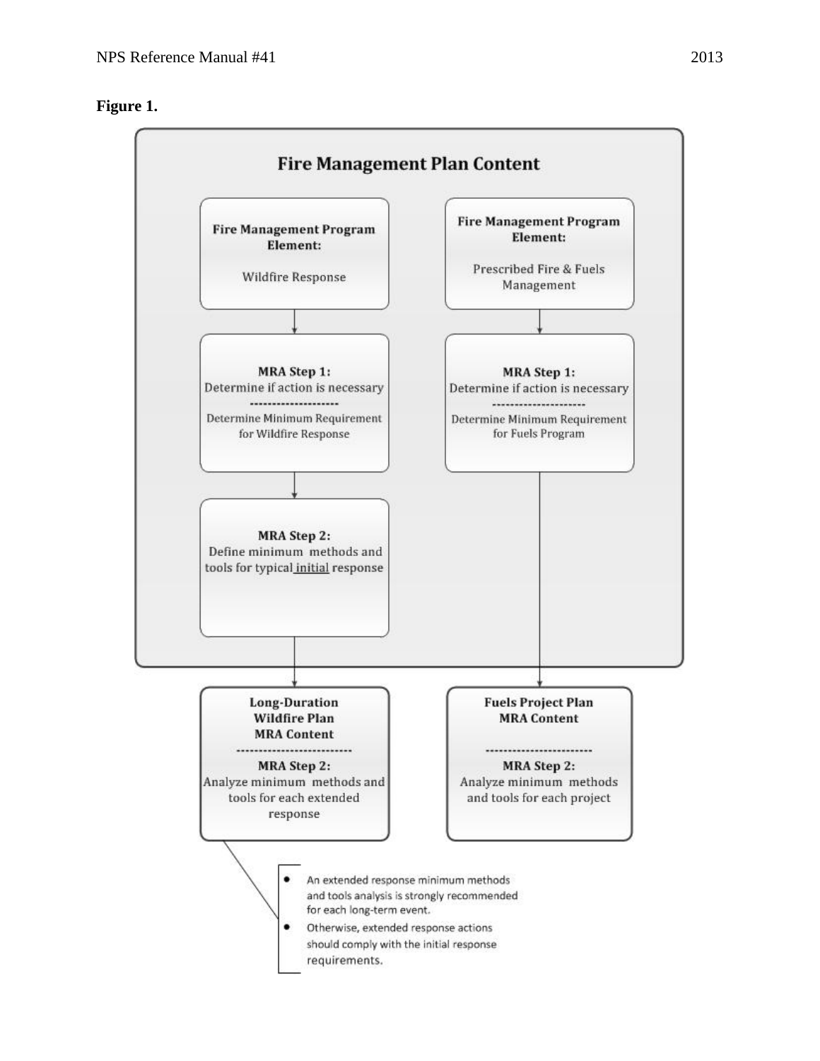**Figure 1.**

Fire Management Plan Content

Fire Management Program Element:

Wildfire Response

Fire Management Program Element:

Prescribed Fire & Fuels Management

MRA Step 1:
Determine if action is necessary
--------------------
Determine Minimum Requirement for Wildfire Response

MRA Step 1:
Determine if action is necessary
--------------------
Determine Minimum Requirement for Fuels Program

MRA Step 2:
Define minimum methods and tools for typical initial response

Long-Duration Wildfire Plan MRA Content
--------------------
MRA Step 2:
Analyze minimum methods and tools for each extended response

Fuels Project Plan MRA Content
--------------------
MRA Step 2:
Analyze minimum methods and tools for each project

- An extended response minimum methods and tools analysis is strongly recommended for each long-term event.
- Otherwise, extended response actions should comply with the initial response requirements.